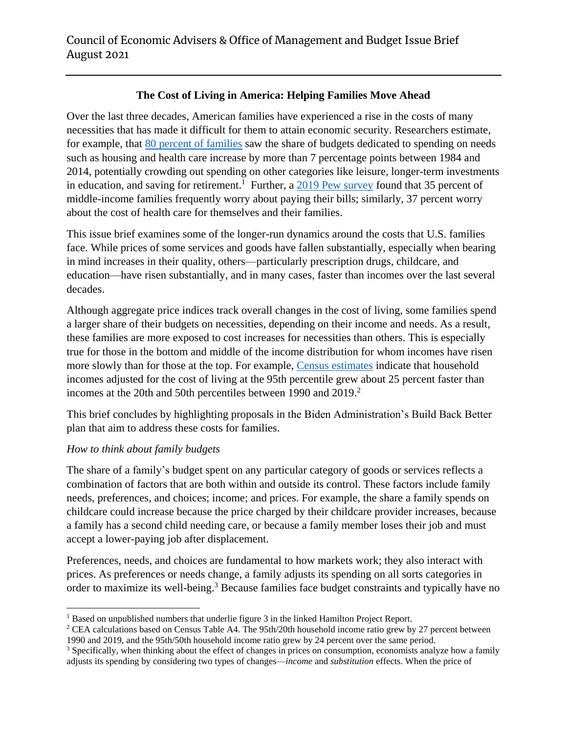Council of Economic Advisers & Office of Management and Budget Issue Brief
August 2021

## The Cost of Living in America: Helping Families Move Ahead

Over the last three decades, American families have experienced a rise in the costs of many necessities that has made it difficult for them to attain economic security. Researchers estimate, for example, that 80 percent of families saw the share of budgets dedicated to spending on needs such as housing and health care increase by more than 7 percentage points between 1984 and 2014, potentially crowding out spending on other categories like leisure, longer-term investments in education, and saving for retirement.[1] Further, a 2019 Pew survey found that 35 percent of middle-income families frequently worry about paying their bills; similarly, 37 percent worry about the cost of health care for themselves and their families.

This issue brief examines some of the longer-run dynamics around the costs that U.S. families face. While prices of some services and goods have fallen substantially, especially when bearing in mind increases in their quality, others—particularly prescription drugs, childcare, and education—have risen substantially, and in many cases, faster than incomes over the last several decades.

Although aggregate price indices track overall changes in the cost of living, some families spend a larger share of their budgets on necessities, depending on their income and needs. As a result, these families are more exposed to cost increases for necessities than others. This is especially true for those in the bottom and middle of the income distribution for whom incomes have risen more slowly than for those at the top. For example, Census estimates indicate that household incomes adjusted for the cost of living at the 95th percentile grew about 25 percent faster than incomes at the 20th and 50th percentiles between 1990 and 2019.[2]

This brief concludes by highlighting proposals in the Biden Administration's Build Back Better plan that aim to address these costs for families.

### *How to think about family budgets*

The share of a family's budget spent on any particular category of goods or services reflects a combination of factors that are both within and outside its control. These factors include family needs, preferences, and choices; income; and prices. For example, the share a family spends on childcare could increase because the price charged by their childcare provider increases, because a family has a second child needing care, or because a family member loses their job and must accept a lower-paying job after displacement.

Preferences, needs, and choices are fundamental to how markets work; they also interact with prices. As preferences or needs change, a family adjusts its spending on all sorts categories in order to maximize its well-being.[3] Because families face budget constraints and typically have no

---

[1] Based on unpublished numbers that underlie figure 3 in the linked Hamilton Project Report.

[2] CEA calculations based on Census Table A4. The 95th/20th household income ratio grew by 27 percent between 1990 and 2019, and the 95th/50th household income ratio grew by 24 percent over the same period.

[3] Specifically, when thinking about the effect of changes in prices on consumption, economists analyze how a family adjusts its spending by considering two types of changes—*income* and *substitution* effects. When the price of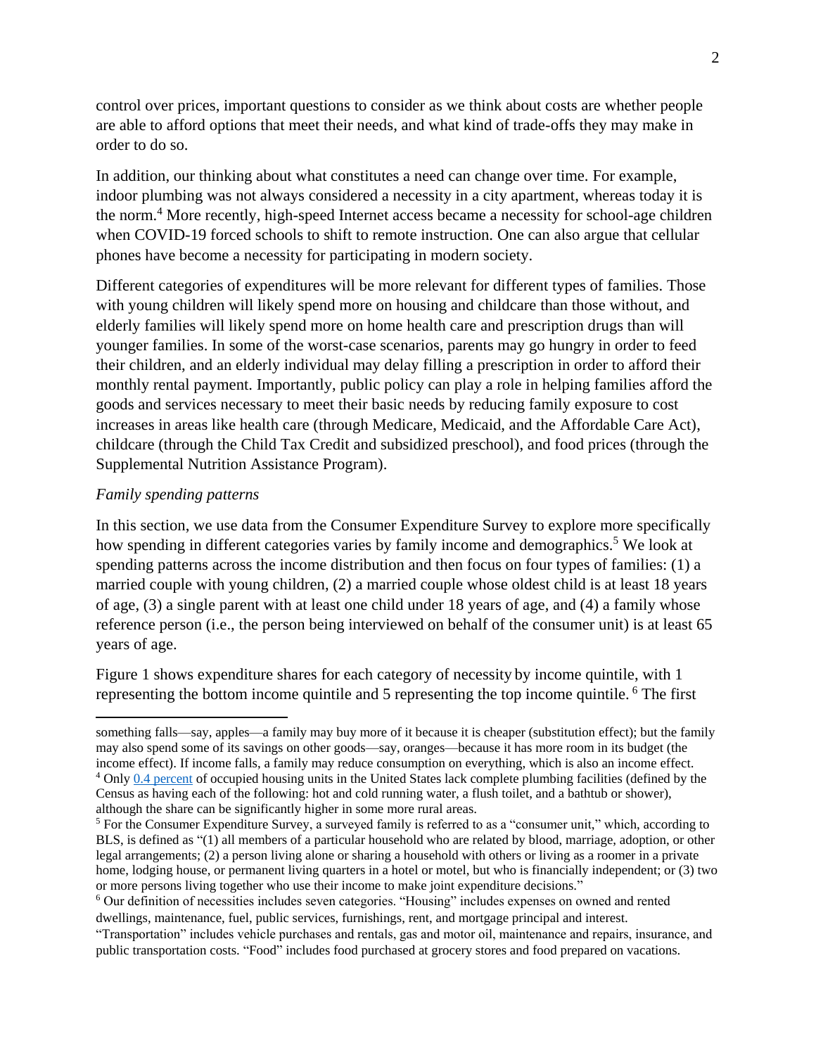control over prices, important questions to consider as we think about costs are whether people are able to afford options that meet their needs, and what kind of trade-offs they may make in order to do so.

In addition, our thinking about what constitutes a need can change over time. For example, indoor plumbing was not always considered a necessity in a city apartment, whereas today it is the norm.[4] More recently, high-speed Internet access became a necessity for school-age children when COVID-19 forced schools to shift to remote instruction. One can also argue that cellular phones have become a necessity for participating in modern society.

Different categories of expenditures will be more relevant for different types of families. Those with young children will likely spend more on housing and childcare than those without, and elderly families will likely spend more on home health care and prescription drugs than will younger families. In some of the worst-case scenarios, parents may go hungry in order to feed their children, and an elderly individual may delay filling a prescription in order to afford their monthly rental payment. Importantly, public policy can play a role in helping families afford the goods and services necessary to meet their basic needs by reducing family exposure to cost increases in areas like health care (through Medicare, Medicaid, and the Affordable Care Act), childcare (through the Child Tax Credit and subsidized preschool), and food prices (through the Supplemental Nutrition Assistance Program).

*Family spending patterns*

In this section, we use data from the Consumer Expenditure Survey to explore more specifically how spending in different categories varies by family income and demographics.[5] We look at spending patterns across the income distribution and then focus on four types of families: (1) a married couple with young children, (2) a married couple whose oldest child is at least 18 years of age, (3) a single parent with at least one child under 18 years of age, and (4) a family whose reference person (i.e., the person being interviewed on behalf of the consumer unit) is at least 65 years of age.

Figure 1 shows expenditure shares for each category of necessity by income quintile, with 1 representing the bottom income quintile and 5 representing the top income quintile.[6] The first

---

something falls—say, apples—a family may buy more of it because it is cheaper (substitution effect); but the family may also spend some of its savings on other goods—say, oranges—because it has more room in its budget (the income effect). If income falls, a family may reduce consumption on everything, which is also an income effect.

[4] Only 0.4 percent of occupied housing units in the United States lack complete plumbing facilities (defined by the Census as having each of the following: hot and cold running water, a flush toilet, and a bathtub or shower), although the share can be significantly higher in some more rural areas.

[5] For the Consumer Expenditure Survey, a surveyed family is referred to as a "consumer unit," which, according to BLS, is defined as "(1) all members of a particular household who are related by blood, marriage, adoption, or other legal arrangements; (2) a person living alone or sharing a household with others or living as a roomer in a private home, lodging house, or permanent living quarters in a hotel or motel, but who is financially independent; or (3) two or more persons living together who use their income to make joint expenditure decisions."

[6] Our definition of necessities includes seven categories. "Housing" includes expenses on owned and rented dwellings, maintenance, fuel, public services, furnishings, rent, and mortgage principal and interest. "Transportation" includes vehicle purchases and rentals, gas and motor oil, maintenance and repairs, insurance, and public transportation costs. "Food" includes food purchased at grocery stores and food prepared on vacations.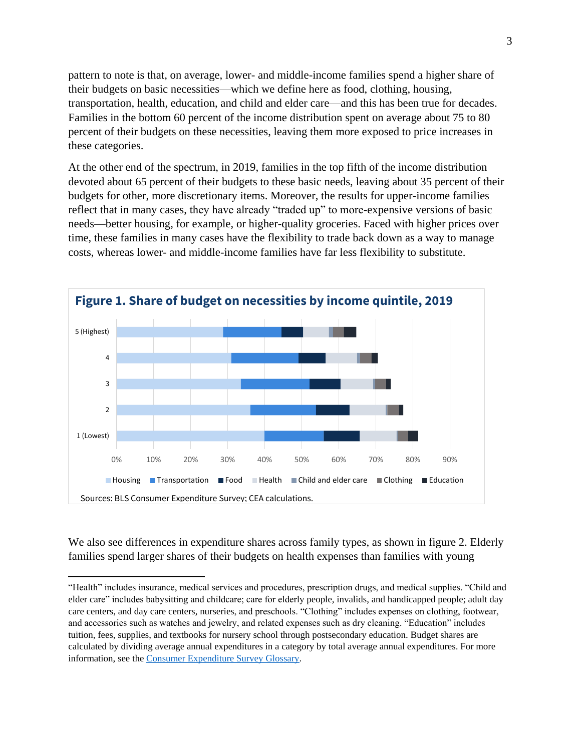pattern to note is that, on average, lower- and middle-income families spend a higher share of their budgets on basic necessities—which we define here as food, clothing, housing, transportation, health, education, and child and elder care—and this has been true for decades. Families in the bottom 60 percent of the income distribution spent on average about 75 to 80 percent of their budgets on these necessities, leaving them more exposed to price increases in these categories.

At the other end of the spectrum, in 2019, families in the top fifth of the income distribution devoted about 65 percent of their budgets to these basic needs, leaving about 35 percent of their budgets for other, more discretionary items. Moreover, the results for upper-income families reflect that in many cases, they have already "traded up" to more-expensive versions of basic needs—better housing, for example, or higher-quality groceries. Faced with higher prices over time, these families in many cases have the flexibility to trade back down as a way to manage costs, whereas lower- and middle-income families have far less flexibility to substitute.

**Figure 1. Share of budget on necessities by income quintile, 2019**

Sources: BLS Consumer Expenditure Survey; CEA calculations.

We also see differences in expenditure shares across family types, as shown in figure 2. Elderly families spend larger shares of their budgets on health expenses than families with young

---

"Health" includes insurance, medical services and procedures, prescription drugs, and medical supplies. "Child and elder care" includes babysitting and childcare; care for elderly people, invalids, and handicapped people; adult day care centers, and day care centers, nurseries, and preschools. "Clothing" includes expenses on clothing, footwear, and accessories such as watches and jewelry, and related expenses such as dry cleaning. "Education" includes tuition, fees, supplies, and textbooks for nursery school through postsecondary education. Budget shares are calculated by dividing average annual expenditures in a category by total average annual expenditures. For more information, see the [Consumer Expenditure Survey Glossary](https://www.bls.gov/cex/csxgloss.htm).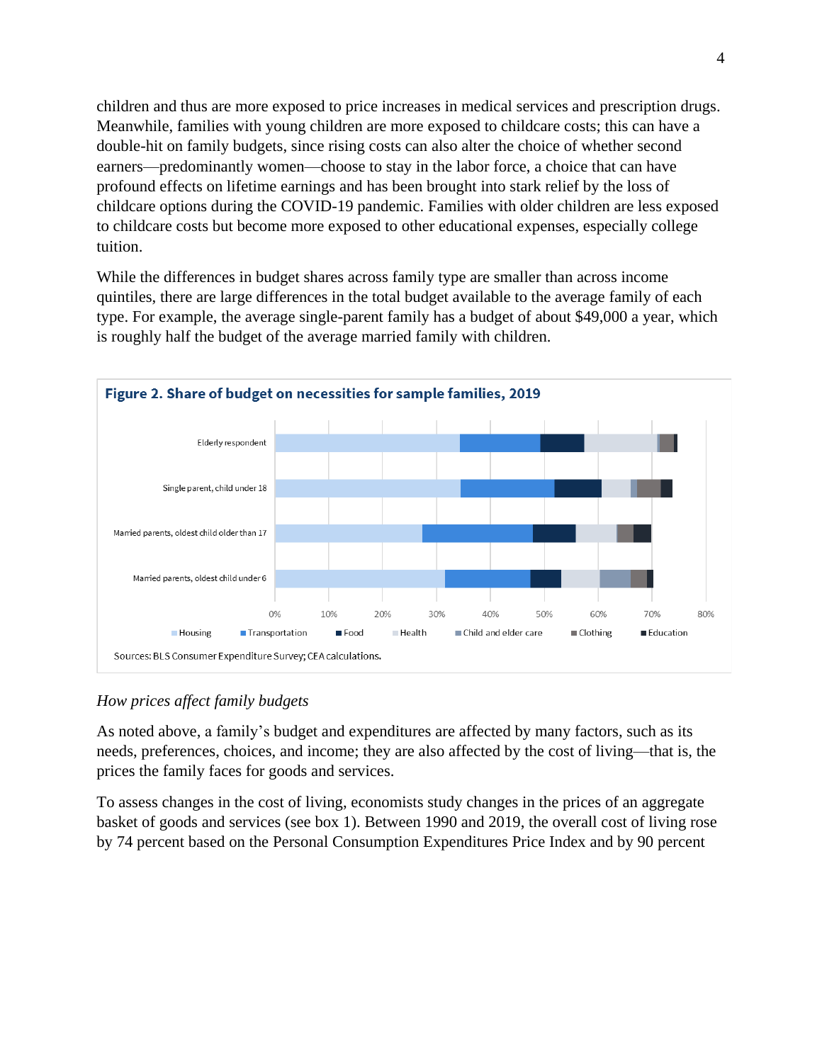children and thus are more exposed to price increases in medical services and prescription drugs. Meanwhile, families with young children are more exposed to childcare costs; this can have a double-hit on family budgets, since rising costs can also alter the choice of whether second earners—predominantly women—choose to stay in the labor force, a choice that can have profound effects on lifetime earnings and has been brought into stark relief by the loss of childcare options during the COVID-19 pandemic. Families with older children are less exposed to childcare costs but become more exposed to other educational expenses, especially college tuition.

While the differences in budget shares across family type are smaller than across income quintiles, there are large differences in the total budget available to the average family of each type. For example, the average single-parent family has a budget of about $49,000 a year, which is roughly half the budget of the average married family with children.

**Figure 2. Share of budget on necessities for sample families, 2019**

Sources: BLS Consumer Expenditure Survey; CEA calculations.

*How prices affect family budgets*

As noted above, a family's budget and expenditures are affected by many factors, such as its needs, preferences, choices, and income; they are also affected by the cost of living—that is, the prices the family faces for goods and services.

To assess changes in the cost of living, economists study changes in the prices of an aggregate basket of goods and services (see box 1). Between 1990 and 2019, the overall cost of living rose by 74 percent based on the Personal Consumption Expenditures Price Index and by 90 percent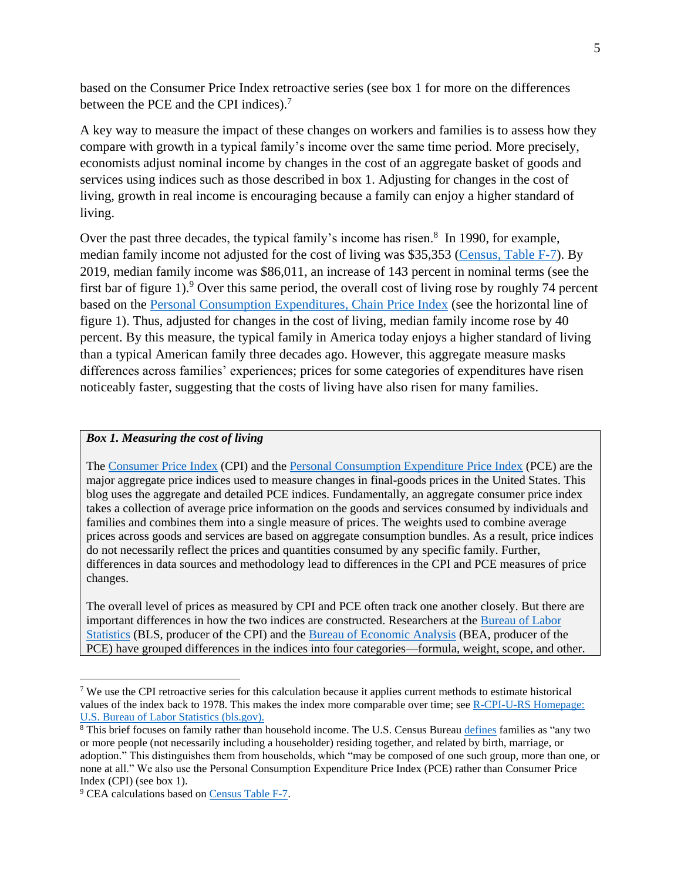based on the Consumer Price Index retroactive series (see box 1 for more on the differences between the PCE and the CPI indices).[7]

A key way to measure the impact of these changes on workers and families is to assess how they compare with growth in a typical family's income over the same time period. More precisely, economists adjust nominal income by changes in the cost of an aggregate basket of goods and services using indices such as those described in box 1. Adjusting for changes in the cost of living, growth in real income is encouraging because a family can enjoy a higher standard of living.

Over the past three decades, the typical family's income has risen.[8] In 1990, for example, median family income not adjusted for the cost of living was $35,353 (Census, Table F-7). By 2019, median family income was $86,011, an increase of 143 percent in nominal terms (see the first bar of figure 1).[9] Over this same period, the overall cost of living rose by roughly 74 percent based on the Personal Consumption Expenditures, Chain Price Index (see the horizontal line of figure 1). Thus, adjusted for changes in the cost of living, median family income rose by 40 percent. By this measure, the typical family in America today enjoys a higher standard of living than a typical American family three decades ago. However, this aggregate measure masks differences across families' experiences; prices for some categories of expenditures have risen noticeably faster, suggesting that the costs of living have also risen for many families.

> ***Box 1. Measuring the cost of living***
>
> The Consumer Price Index (CPI) and the Personal Consumption Expenditure Price Index (PCE) are the major aggregate price indices used to measure changes in final-goods prices in the United States. This blog uses the aggregate and detailed PCE indices. Fundamentally, an aggregate consumer price index takes a collection of average price information on the goods and services consumed by individuals and families and combines them into a single measure of prices. The weights used to combine average prices across goods and services are based on aggregate consumption bundles. As a result, price indices do not necessarily reflect the prices and quantities consumed by any specific family. Further, differences in data sources and methodology lead to differences in the CPI and PCE measures of price changes.
>
> The overall level of prices as measured by CPI and PCE often track one another closely. But there are important differences in how the two indices are constructed. Researchers at the Bureau of Labor Statistics (BLS, producer of the CPI) and the Bureau of Economic Analysis (BEA, producer of the PCE) have grouped differences in the indices into four categories—formula, weight, scope, and other.

---

[7] We use the CPI retroactive series for this calculation because it applies current methods to estimate historical values of the index back to 1978. This makes the index more comparable over time; see R-CPI-U-RS Homepage: U.S. Bureau of Labor Statistics (bls.gov).

[8] This brief focuses on family rather than household income. The U.S. Census Bureau defines families as "any two or more people (not necessarily including a householder) residing together, and related by birth, marriage, or adoption." This distinguishes them from households, which "may be composed of one such group, more than one, or none at all." We also use the Personal Consumption Expenditure Price Index (PCE) rather than Consumer Price Index (CPI) (see box 1).

[9] CEA calculations based on Census Table F-7.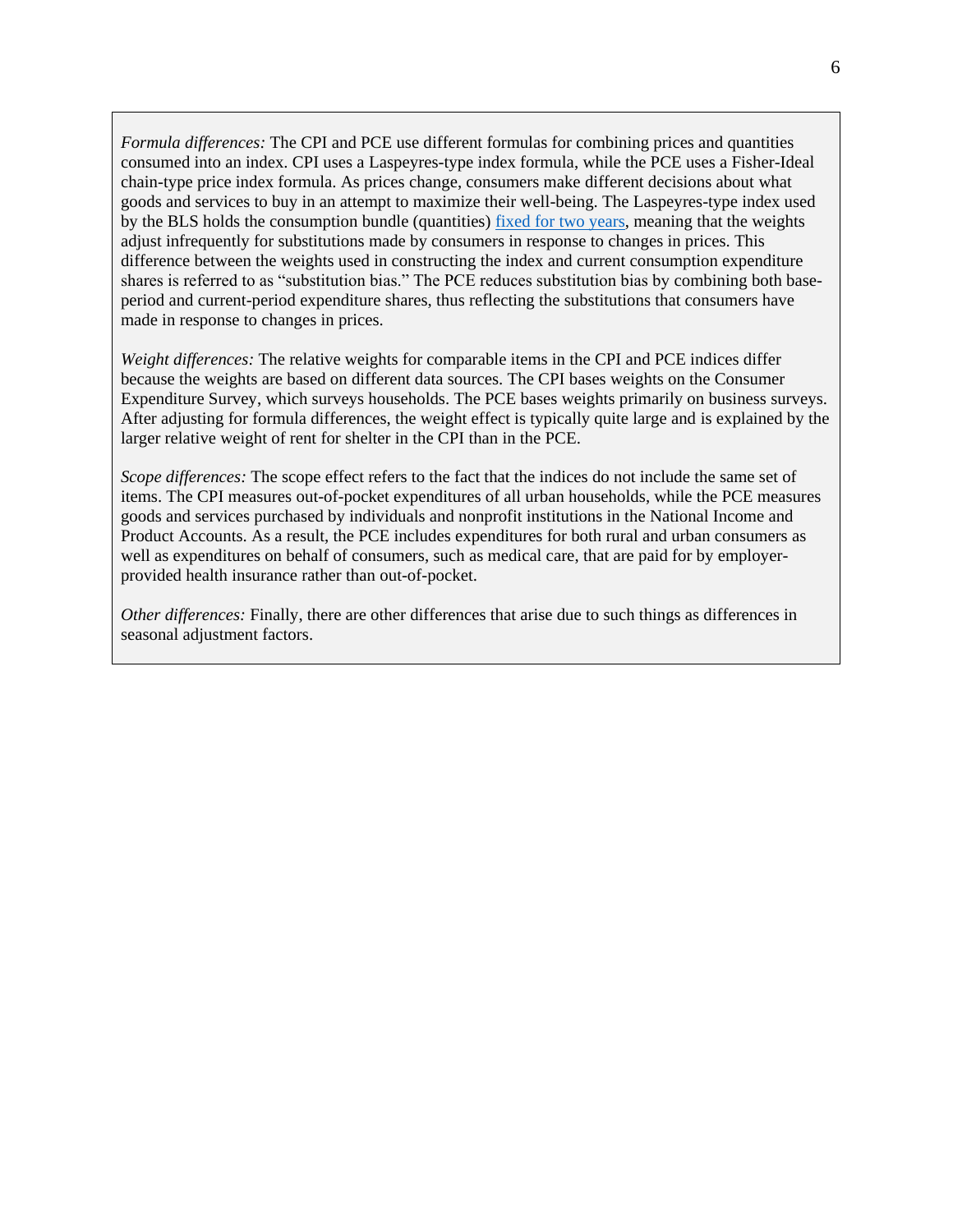*Formula differences:* The CPI and PCE use different formulas for combining prices and quantities consumed into an index. CPI uses a Laspeyres-type index formula, while the PCE uses a Fisher-Ideal chain-type price index formula. As prices change, consumers make different decisions about what goods and services to buy in an attempt to maximize their well-being. The Laspeyres-type index used by the BLS holds the consumption bundle (quantities) fixed for two years, meaning that the weights adjust infrequently for substitutions made by consumers in response to changes in prices. This difference between the weights used in constructing the index and current consumption expenditure shares is referred to as "substitution bias." The PCE reduces substitution bias by combining both base-period and current-period expenditure shares, thus reflecting the substitutions that consumers have made in response to changes in prices.

*Weight differences:* The relative weights for comparable items in the CPI and PCE indices differ because the weights are based on different data sources. The CPI bases weights on the Consumer Expenditure Survey, which surveys households. The PCE bases weights primarily on business surveys. After adjusting for formula differences, the weight effect is typically quite large and is explained by the larger relative weight of rent for shelter in the CPI than in the PCE.

*Scope differences:* The scope effect refers to the fact that the indices do not include the same set of items. The CPI measures out-of-pocket expenditures of all urban households, while the PCE measures goods and services purchased by individuals and nonprofit institutions in the National Income and Product Accounts. As a result, the PCE includes expenditures for both rural and urban consumers as well as expenditures on behalf of consumers, such as medical care, that are paid for by employer-provided health insurance rather than out-of-pocket.

*Other differences:* Finally, there are other differences that arise due to such things as differences in seasonal adjustment factors.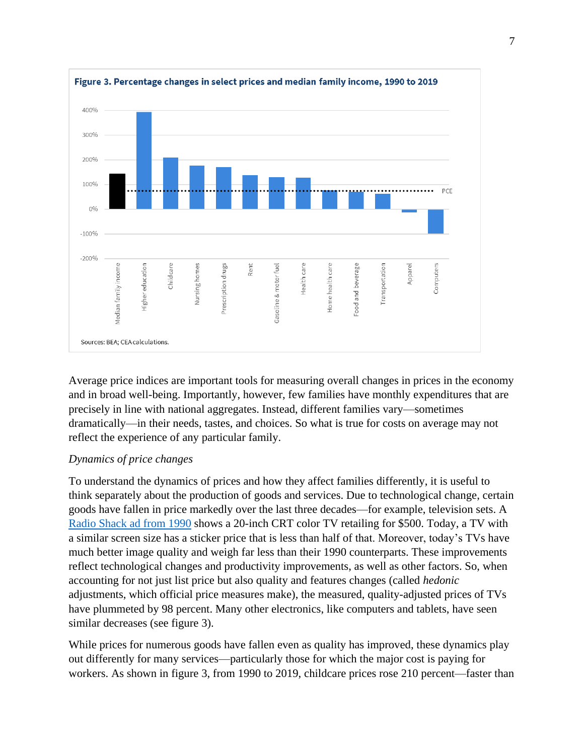**Figure 3. Percentage changes in select prices and median family income, 1990 to 2019**

Sources: BEA; CEA calculations.

Average price indices are important tools for measuring overall changes in prices in the economy and in broad well-being. Importantly, however, few families have monthly expenditures that are precisely in line with national aggregates. Instead, different families vary—sometimes dramatically—in their needs, tastes, and choices. So what is true for costs on average may not reflect the experience of any particular family.

*Dynamics of price changes*

To understand the dynamics of prices and how they affect families differently, it is useful to think separately about the production of goods and services. Due to technological change, certain goods have fallen in price markedly over the last three decades—for example, television sets. A [Radio Shack ad from 1990]() shows a 20-inch CRT color TV retailing for $500. Today, a TV with a similar screen size has a sticker price that is less than half of that. Moreover, today's TVs have much better image quality and weigh far less than their 1990 counterparts. These improvements reflect technological changes and productivity improvements, as well as other factors. So, when accounting for not just list price but also quality and features changes (called *hedonic* adjustments, which official price measures make), the measured, quality-adjusted prices of TVs have plummeted by 98 percent. Many other electronics, like computers and tablets, have seen similar decreases (see figure 3).

While prices for numerous goods have fallen even as quality has improved, these dynamics play out differently for many services—particularly those for which the major cost is paying for workers. As shown in figure 3, from 1990 to 2019, childcare prices rose 210 percent—faster than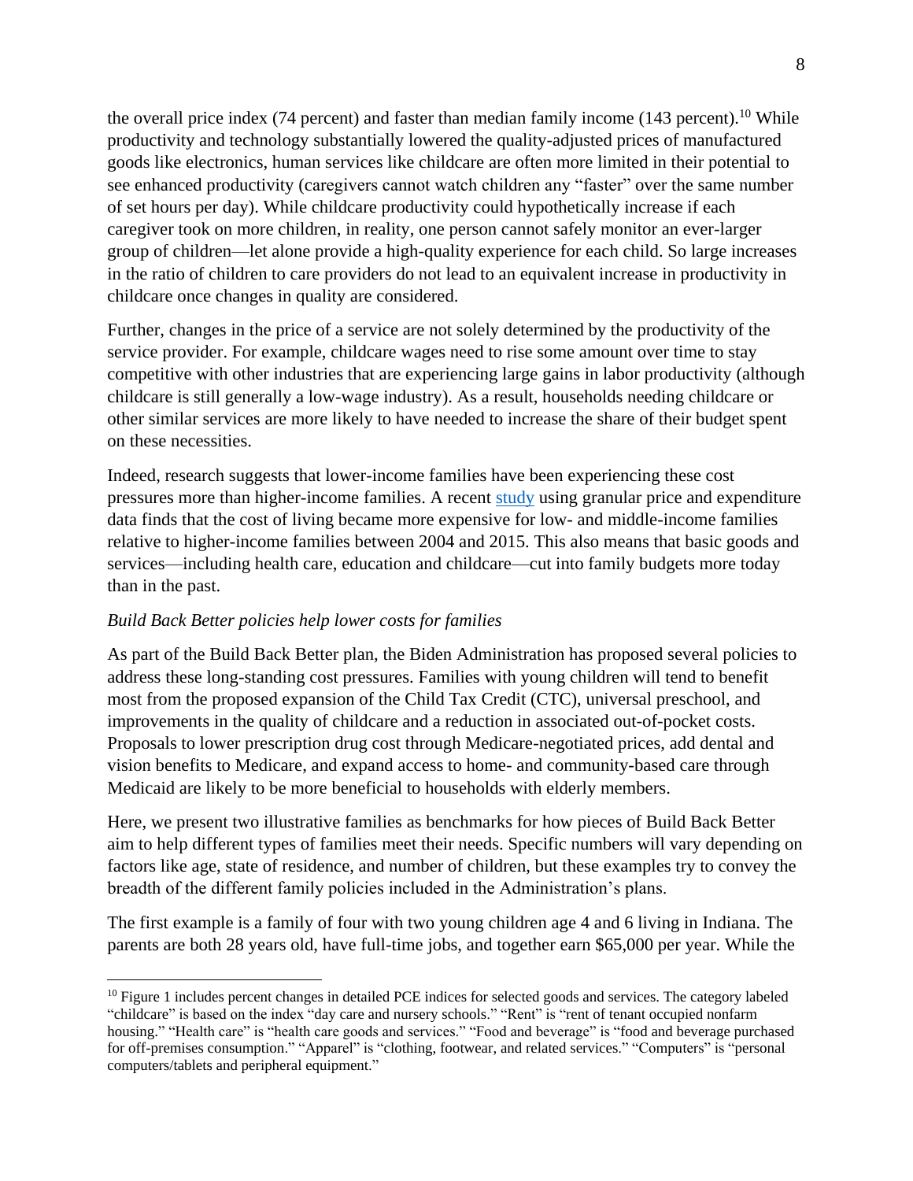the overall price index (74 percent) and faster than median family income (143 percent).[10] While productivity and technology substantially lowered the quality-adjusted prices of manufactured goods like electronics, human services like childcare are often more limited in their potential to see enhanced productivity (caregivers cannot watch children any "faster" over the same number of set hours per day). While childcare productivity could hypothetically increase if each caregiver took on more children, in reality, one person cannot safely monitor an ever-larger group of children—let alone provide a high-quality experience for each child. So large increases in the ratio of children to care providers do not lead to an equivalent increase in productivity in childcare once changes in quality are considered.

Further, changes in the price of a service are not solely determined by the productivity of the service provider. For example, childcare wages need to rise some amount over time to stay competitive with other industries that are experiencing large gains in labor productivity (although childcare is still generally a low-wage industry). As a result, households needing childcare or other similar services are more likely to have needed to increase the share of their budget spent on these necessities.

Indeed, research suggests that lower-income families have been experiencing these cost pressures more than higher-income families. A recent study using granular price and expenditure data finds that the cost of living became more expensive for low- and middle-income families relative to higher-income families between 2004 and 2015. This also means that basic goods and services—including health care, education and childcare—cut into family budgets more today than in the past.

*Build Back Better policies help lower costs for families*

As part of the Build Back Better plan, the Biden Administration has proposed several policies to address these long-standing cost pressures. Families with young children will tend to benefit most from the proposed expansion of the Child Tax Credit (CTC), universal preschool, and improvements in the quality of childcare and a reduction in associated out-of-pocket costs. Proposals to lower prescription drug cost through Medicare-negotiated prices, add dental and vision benefits to Medicare, and expand access to home- and community-based care through Medicaid are likely to be more beneficial to households with elderly members.

Here, we present two illustrative families as benchmarks for how pieces of Build Back Better aim to help different types of families meet their needs. Specific numbers will vary depending on factors like age, state of residence, and number of children, but these examples try to convey the breadth of the different family policies included in the Administration's plans.

The first example is a family of four with two young children age 4 and 6 living in Indiana. The parents are both 28 years old, have full-time jobs, and together earn $65,000 per year. While the

[10] Figure 1 includes percent changes in detailed PCE indices for selected goods and services. The category labeled "childcare" is based on the index "day care and nursery schools." "Rent" is "rent of tenant occupied nonfarm housing." "Health care" is "health care goods and services." "Food and beverage" is "food and beverage purchased for off-premises consumption." "Apparel" is "clothing, footwear, and related services." "Computers" is "personal computers/tablets and peripheral equipment."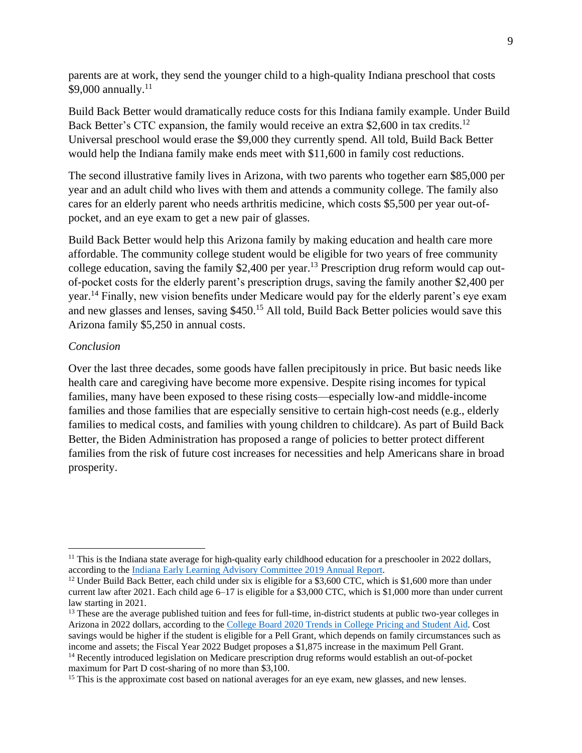parents are at work, they send the younger child to a high-quality Indiana preschool that costs $9,000 annually.[11]

Build Back Better would dramatically reduce costs for this Indiana family example. Under Build Back Better's CTC expansion, the family would receive an extra $2,600 in tax credits.[12] Universal preschool would erase the $9,000 they currently spend. All told, Build Back Better would help the Indiana family make ends meet with $11,600 in family cost reductions.

The second illustrative family lives in Arizona, with two parents who together earn $85,000 per year and an adult child who lives with them and attends a community college. The family also cares for an elderly parent who needs arthritis medicine, which costs $5,500 per year out-of-pocket, and an eye exam to get a new pair of glasses.

Build Back Better would help this Arizona family by making education and health care more affordable. The community college student would be eligible for two years of free community college education, saving the family $2,400 per year.[13] Prescription drug reform would cap out-of-pocket costs for the elderly parent's prescription drugs, saving the family another $2,400 per year.[14] Finally, new vision benefits under Medicare would pay for the elderly parent's eye exam and new glasses and lenses, saving $450.[15] All told, Build Back Better policies would save this Arizona family $5,250 in annual costs.

*Conclusion*

Over the last three decades, some goods have fallen precipitously in price. But basic needs like health care and caregiving have become more expensive. Despite rising incomes for typical families, many have been exposed to these rising costs—especially low-and middle-income families and those families that are especially sensitive to certain high-cost needs (e.g., elderly families to medical costs, and families with young children to childcare). As part of Build Back Better, the Biden Administration has proposed a range of policies to better protect different families from the risk of future cost increases for necessities and help Americans share in broad prosperity.

---

[11] This is the Indiana state average for high-quality early childhood education for a preschooler in 2022 dollars, according to the Indiana Early Learning Advisory Committee 2019 Annual Report.

[12] Under Build Back Better, each child under six is eligible for a $3,600 CTC, which is $1,600 more than under current law after 2021. Each child age 6–17 is eligible for a $3,000 CTC, which is $1,000 more than under current law starting in 2021.

[13] These are the average published tuition and fees for full-time, in-district students at public two-year colleges in Arizona in 2022 dollars, according to the College Board 2020 Trends in College Pricing and Student Aid. Cost savings would be higher if the student is eligible for a Pell Grant, which depends on family circumstances such as income and assets; the Fiscal Year 2022 Budget proposes a $1,875 increase in the maximum Pell Grant.

[14] Recently introduced legislation on Medicare prescription drug reforms would establish an out-of-pocket maximum for Part D cost-sharing of no more than $3,100.

[15] This is the approximate cost based on national averages for an eye exam, new glasses, and new lenses.